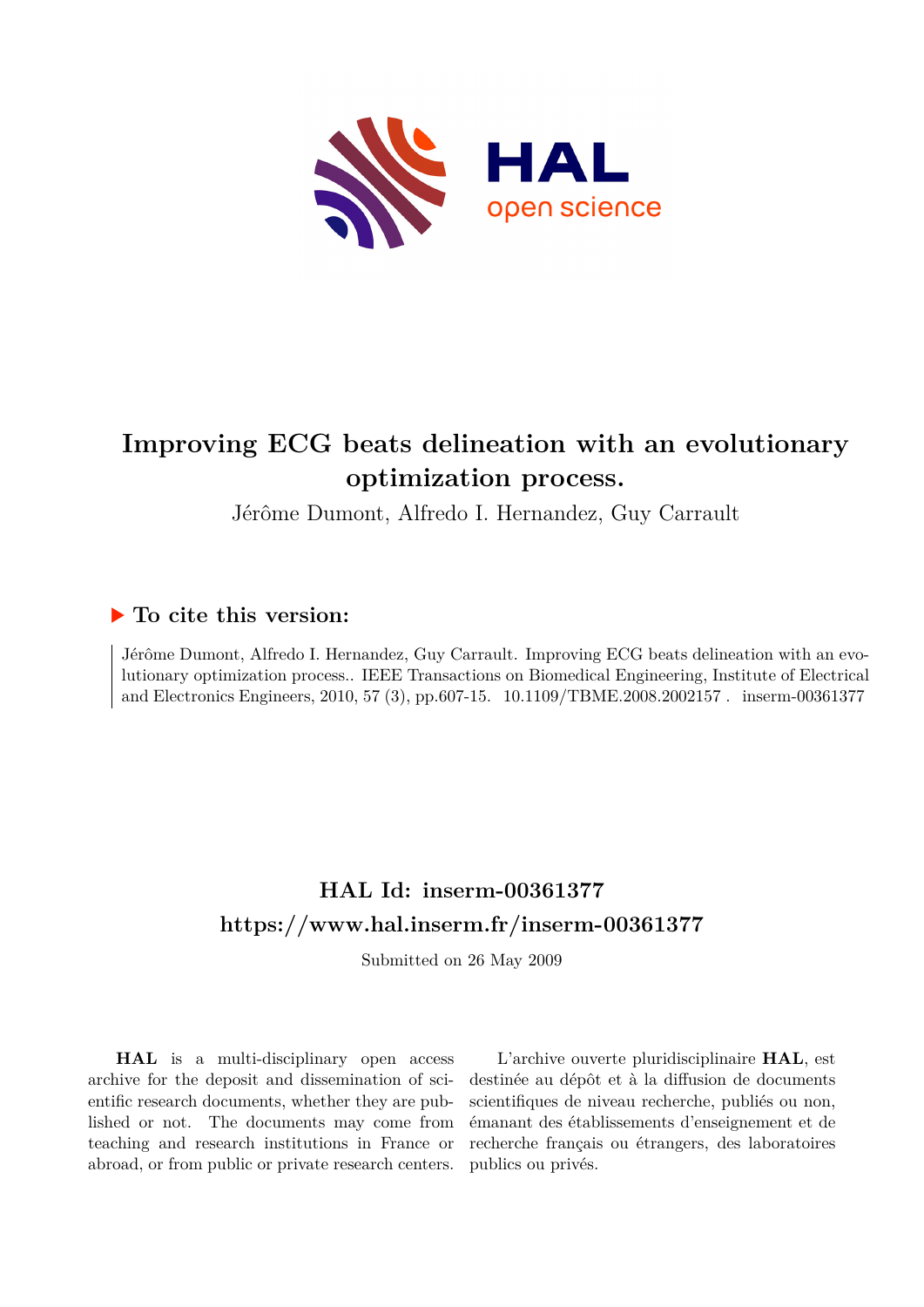# Improving ECG beats delineation with an evolutionary optimization process.

Jérôme Dumont, Alfredo I. Hernandez, Guy Carrault

## To cite this version:

Jérôme Dumont, Alfredo I. Hernandez, Guy Carrault. Improving ECG beats delineation with an evolutionary optimization process.. IEEE Transactions on Biomedical Engineering, Institute of Electrical and Electronics Engineers, 2010, 57 (3), pp.607-15. 10.1109/TBME.2008.2002157 . inserm-00361377

## HAL Id: inserm-00361377
## https://www.hal.inserm.fr/inserm-00361377

Submitted on 26 May 2009

**HAL** is a multi-disciplinary open access archive for the deposit and dissemination of scientific research documents, whether they are published or not. The documents may come from teaching and research institutions in France or abroad, or from public or private research centers.

L'archive ouverte pluridisciplinaire **HAL**, est destinée au dépôt et à la diffusion de documents scientifiques de niveau recherche, publiés ou non, émanant des établissements d'enseignement et de recherche français ou étrangers, des laboratoires publics ou privés.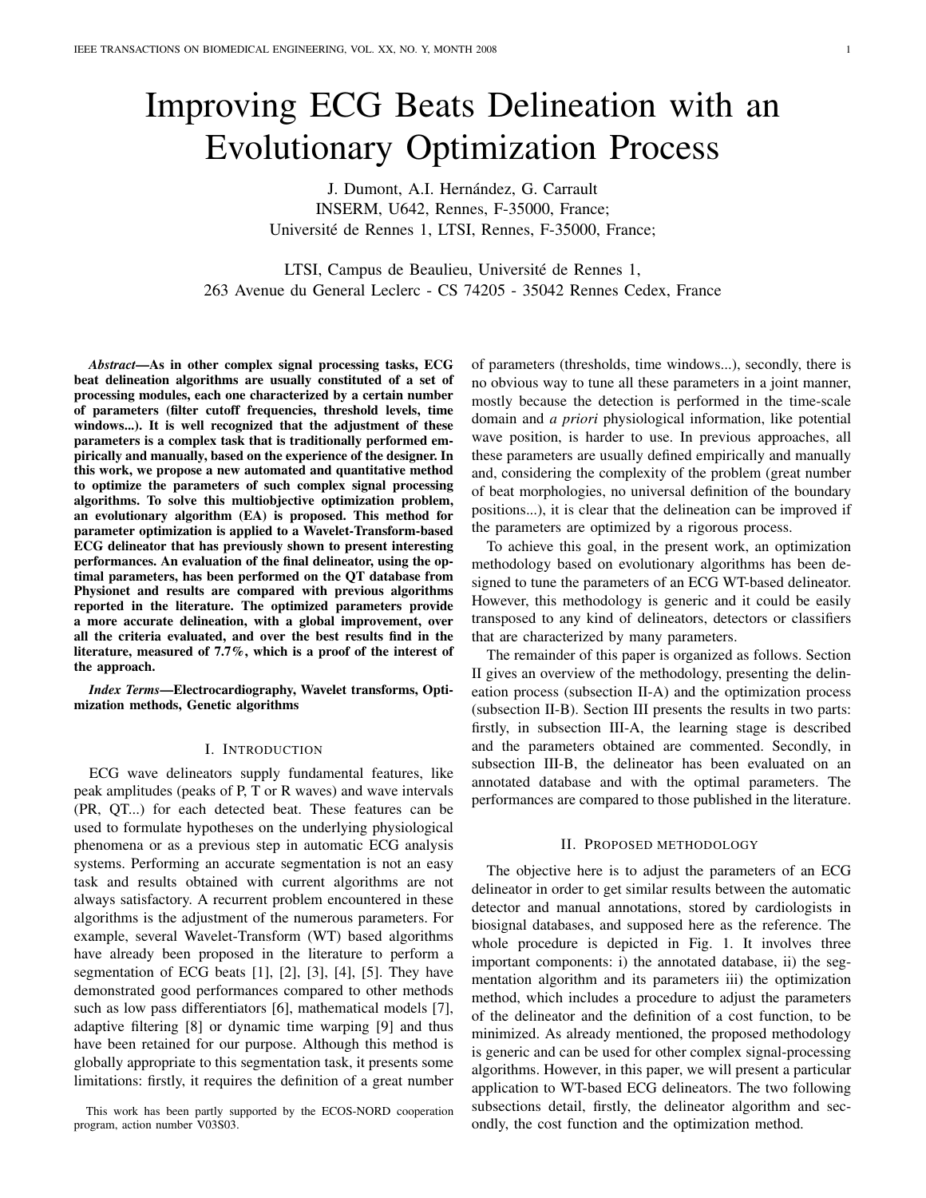# Improving ECG Beats Delineation with an Evolutionary Optimization Process

J. Dumont, A.I. Hernández, G. Carrault
INSERM, U642, Rennes, F-35000, France;
Université de Rennes 1, LTSI, Rennes, F-35000, France;

LTSI, Campus de Beaulieu, Université de Rennes 1,
263 Avenue du General Leclerc - CS 74205 - 35042 Rennes Cedex, France

***Abstract*—As in other complex signal processing tasks, ECG beat delineation algorithms are usually constituted of a set of processing modules, each one characterized by a certain number of parameters (filter cutoff frequencies, threshold levels, time windows...). It is well recognized that the adjustment of these parameters is a complex task that is traditionally performed empirically and manually, based on the experience of the designer. In this work, we propose a new automated and quantitative method to optimize the parameters of such complex signal processing algorithms. To solve this multiobjective optimization problem, an evolutionary algorithm (EA) is proposed. This method for parameter optimization is applied to a Wavelet-Transform-based ECG delineator that has previously shown to present interesting performances. An evaluation of the final delineator, using the optimal parameters, has been performed on the QT database from Physionet and results are compared with previous algorithms reported in the literature. The optimized parameters provide a more accurate delineation, with a global improvement, over all the criteria evaluated, and over the best results find in the literature, measured of 7.7%, which is a proof of the interest of the approach.**

***Index Terms*—Electrocardiography, Wavelet transforms, Optimization methods, Genetic algorithms**

## I. Introduction

ECG wave delineators supply fundamental features, like peak amplitudes (peaks of P, T or R waves) and wave intervals (PR, QT...) for each detected beat. These features can be used to formulate hypotheses on the underlying physiological phenomena or as a previous step in automatic ECG analysis systems. Performing an accurate segmentation is not an easy task and results obtained with current algorithms are not always satisfactory. A recurrent problem encountered in these algorithms is the adjustment of the numerous parameters. For example, several Wavelet-Transform (WT) based algorithms have already been proposed in the literature to perform a segmentation of ECG beats [1], [2], [3], [4], [5]. They have demonstrated good performances compared to other methods such as low pass differentiators [6], mathematical models [7], adaptive filtering [8] or dynamic time warping [9] and thus have been retained for our purpose. Although this method is globally appropriate to this segmentation task, it presents some limitations: firstly, it requires the definition of a great number of parameters (thresholds, time windows...), secondly, there is no obvious way to tune all these parameters in a joint manner, mostly because the detection is performed in the time-scale domain and *a priori* physiological information, like potential wave position, is harder to use. In previous approaches, all these parameters are usually defined empirically and manually and, considering the complexity of the problem (great number of beat morphologies, no universal definition of the boundary positions...), it is clear that the delineation can be improved if the parameters are optimized by a rigorous process.

To achieve this goal, in the present work, an optimization methodology based on evolutionary algorithms has been designed to tune the parameters of an ECG WT-based delineator. However, this methodology is generic and it could be easily transposed to any kind of delineators, detectors or classifiers that are characterized by many parameters.

The remainder of this paper is organized as follows. Section II gives an overview of the methodology, presenting the delineation process (subsection II-A) and the optimization process (subsection II-B). Section III presents the results in two parts: firstly, in subsection III-A, the learning stage is described and the parameters obtained are commented. Secondly, in subsection III-B, the delineator has been evaluated on an annotated database and with the optimal parameters. The performances are compared to those published in the literature.

## II. Proposed methodology

The objective here is to adjust the parameters of an ECG delineator in order to get similar results between the automatic detector and manual annotations, stored by cardiologists in biosignal databases, and supposed here as the reference. The whole procedure is depicted in Fig. 1. It involves three important components: i) the annotated database, ii) the segmentation algorithm and its parameters iii) the optimization method, which includes a procedure to adjust the parameters of the delineator and the definition of a cost function, to be minimized. As already mentioned, the proposed methodology is generic and can be used for other complex signal-processing algorithms. However, in this paper, we will present a particular application to WT-based ECG delineators. The two following subsections detail, firstly, the delineator algorithm and secondly, the cost function and the optimization method.

This work has been partly supported by the ECOS-NORD cooperation program, action number V03S03.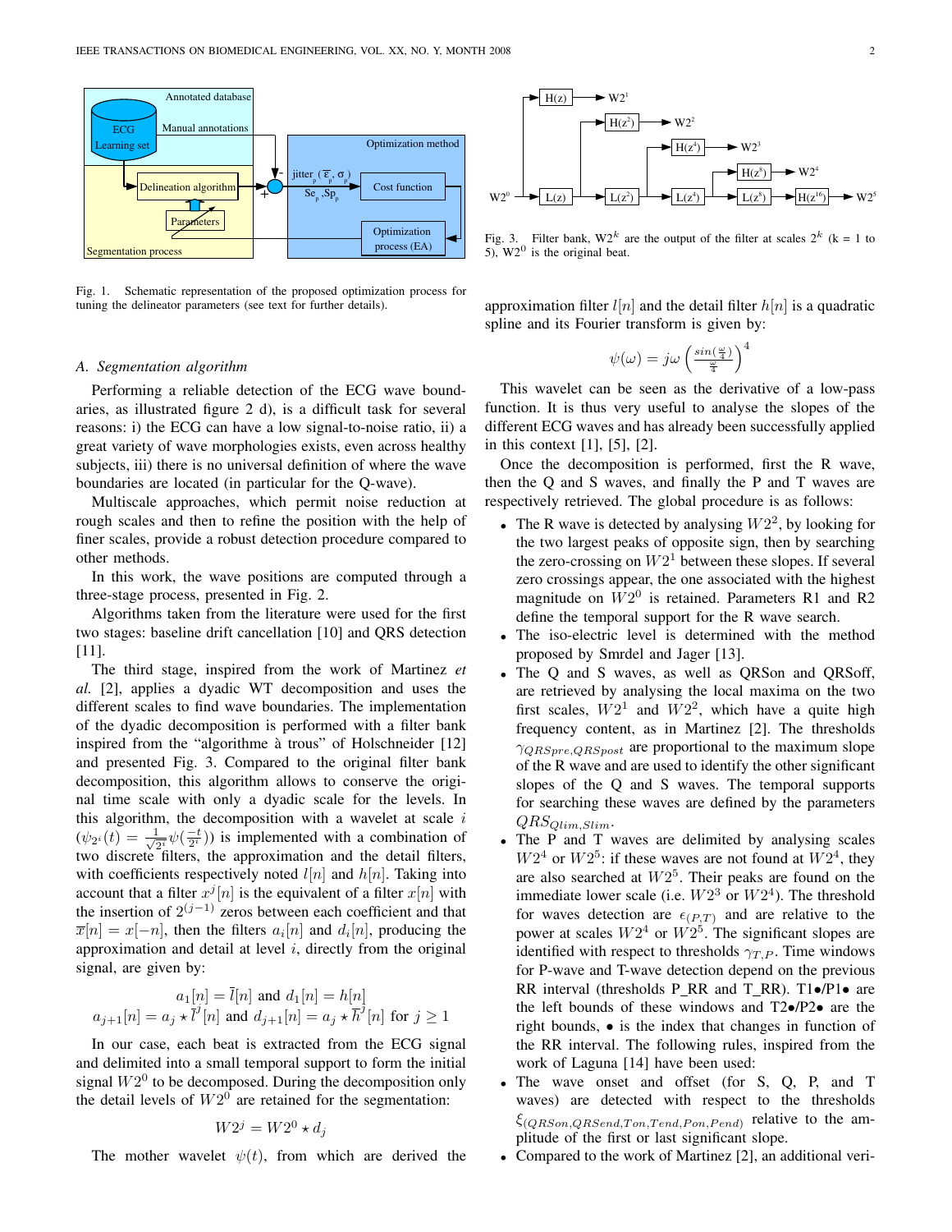Fig. 1. Schematic representation of the proposed optimization process for tuning the delineator parameters (see text for further details).

### A. Segmentation algorithm

Performing a reliable detection of the ECG wave boundaries, as illustrated figure 2 d), is a difficult task for several reasons: i) the ECG can have a low signal-to-noise ratio, ii) a great variety of wave morphologies exists, even across healthy subjects, iii) there is no universal definition of where the wave boundaries are located (in particular for the Q-wave).

Multiscale approaches, which permit noise reduction at rough scales and then to refine the position with the help of finer scales, provide a robust detection procedure compared to other methods.

In this work, the wave positions are computed through a three-stage process, presented in Fig. 2.

Algorithms taken from the literature were used for the first two stages: baseline drift cancellation [10] and QRS detection [11].

The third stage, inspired from the work of Martinez *et al.* [2], applies a dyadic WT decomposition and uses the different scales to find wave boundaries. The implementation of the dyadic decomposition is performed with a filter bank inspired from the "algorithme à trous" of Holschneider [12] and presented Fig. 3. Compared to the original filter bank decomposition, this algorithm allows to conserve the original time scale with only a dyadic scale for the levels. In this algorithm, the decomposition with a wavelet at scale $i$ ($\psi_{2^i}(t) = \frac{1}{\sqrt{2^i}}\psi(\frac{-t}{2^i})$) is implemented with a combination of two discrete filters, the approximation and the detail filters, with coefficients respectively noted $l[n]$ and $h[n]$. Taking into account that a filter $x^j[n]$ is the equivalent of a filter $x[n]$ with the insertion of $2^{(j-1)}$ zeros between each coefficient and that $\overline{x}[n] = x[-n]$, then the filters $a_i[n]$ and $d_i[n]$, producing the approximation and detail at level $i$, directly from the original signal, are given by:

$$a_1[n] = \overline{l}[n] \text{ and } d_1[n] = h[n]$$
$$a_{j+1}[n] = a_j \star \overline{l}^j[n] \text{ and } d_{j+1}[n] = a_j \star \overline{h}^j[n] \text{ for } j \geq 1$$

In our case, each beat is extracted from the ECG signal and delimited into a small temporal support to form the initial signal $W2^0$ to be decomposed. During the decomposition only the detail levels of $W2^0$ are retained for the segmentation:

$$W2^j = W2^0 \star d_j$$

The mother wavelet $\psi(t)$, from which are derived the approximation filter $l[n]$ and the detail filter $h[n]$ is a quadratic spline and its Fourier transform is given by:

$$\psi(\omega) = j\omega \left(\frac{sin(\frac{\omega}{4})}{\frac{\omega}{4}}\right)^4$$

Fig. 3. Filter bank, $W2^k$ are the output of the filter at scales $2^k$ (k = 1 to 5), $W2^0$ is the original beat.

This wavelet can be seen as the derivative of a low-pass function. It is thus very useful to analyse the slopes of the different ECG waves and has already been successfully applied in this context [1], [5], [2].

Once the decomposition is performed, first the R wave, then the Q and S waves, and finally the P and T waves are respectively retrieved. The global procedure is as follows:

- The R wave is detected by analysing $W2^2$, by looking for the two largest peaks of opposite sign, then by searching the zero-crossing on $W2^1$ between these slopes. If several zero crossings appear, the one associated with the highest magnitude on $W2^0$ is retained. Parameters R1 and R2 define the temporal support for the R wave search.
- The iso-electric level is determined with the method proposed by Smrdel and Jager [13].
- The Q and S waves, as well as QRSon and QRSoff, are retrieved by analysing the local maxima on the two first scales, $W2^1$ and $W2^2$, which have a quite high frequency content, as in Martinez [2]. The thresholds $\gamma_{QRSpre,QRSpost}$ are proportional to the maximum slope of the R wave and are used to identify the other significant slopes of the Q and S waves. The temporal supports for searching these waves are defined by the parameters $QRS_{Qlim,Slim}$.
- The P and T waves are delimited by analysing scales $W2^4$ or $W2^5$: if these waves are not found at $W2^4$, they are also searched at $W2^5$. Their peaks are found on the immediate lower scale (i.e. $W2^3$ or $W2^4$). The threshold for waves detection are $\epsilon_{(P,T)}$ and are relative to the power at scales $W2^4$ or $W2^5$. The significant slopes are identified with respect to thresholds $\gamma_{T,P}$. Time windows for P-wave and T-wave detection depend on the previous RR interval (thresholds P_RR and T_RR). T1•/P1• are the left bounds of these windows and T2•/P2• are the right bounds, • is the index that changes in function of the RR interval. The following rules, inspired from the work of Laguna [14] have been used:
- The wave onset and offset (for S, Q, P, and T waves) are detected with respect to the thresholds $\xi_{(QRSon,QRSend,Ton,Tend,Pon,Pend)}$ relative to the amplitude of the first or last significant slope.
- Compared to the work of Martinez [2], an additional veri-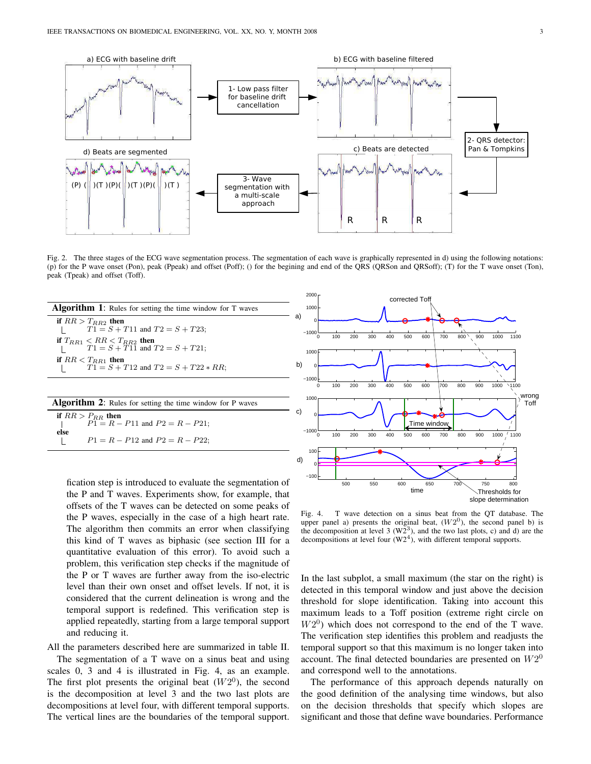Fig. 2. The three stages of the ECG wave segmentation process. The segmentation of each wave is graphically represented in d) using the following notations: (p) for the P wave onset (Pon), peak (Ppeak) and offset (Poff); () for the begining and end of the QRS (QRSon and QRSoff); (T) for the T wave onset (Ton), peak (Tpeak) and offset (Toff).

**Algorithm 1**: Rules for setting the time window for T waves

if $RR > T_{RR2}$ then
  $T1 = S + T11$ and $T2 = S + T23$;
if $T_{RR1} < RR < T_{RR2}$ then
  $T1 = S + T11$ and $T2 = S + T21$;
if $RR < T_{RR1}$ then
  $T1 = S + T12$ and $T2 = S + T22 * RR$;

**Algorithm 2**: Rules for setting the time window for P waves

if $RR > P_{RR}$ then
  $P1 = R - P11$ and $P2 = R - P21$;
else
  $P1 = R - P12$ and $P2 = R - P22$;

fication step is introduced to evaluate the segmentation of the P and T waves. Experiments show, for example, that offsets of the T waves can be detected on some peaks of the P waves, especially in the case of a high heart rate. The algorithm then commits an error when classifying this kind of T waves as biphasic (see section III for a quantitative evaluation of this error). To avoid such a problem, this verification step checks if the magnitude of the P or T waves are further away from the iso-electric level than their own onset and offset levels. If not, it is considered that the current delineation is wrong and the temporal support is redefined. This verification step is applied repeatedly, starting from a large temporal support and reducing it.

All the parameters described here are summarized in table II.

The segmentation of a T wave on a sinus beat and using scales 0, 3 and 4 is illustrated in Fig. 4, as an example. The first plot presents the original beat ($W2^0$), the second is the decomposition at level 3 and the two last plots are decompositions at level four, with different temporal supports. The vertical lines are the boundaries of the temporal support.

Fig. 4. T wave detection on a sinus beat from the QT database. The upper panel a) presents the original beat, ($W2^0$), the second panel b) is the decomposition at level 3 ($W2^3$), and the two last plots, c) and d) are the decompositions at level four ($W2^4$), with different temporal supports.

In the last subplot, a small maximum (the star on the right) is detected in this temporal window and just above the decision threshold for slope identification. Taking into account this maximum leads to a Toff position (extreme right circle on $W2^0$) which does not correspond to the end of the T wave. The verification step identifies this problem and readjusts the temporal support so that this maximum is no longer taken into account. The final detected boundaries are presented on $W2^0$ and correspond well to the annotations.

The performance of this approach depends naturally on the good definition of the analysing time windows, but also on the decision thresholds that specify which slopes are significant and those that define wave boundaries. Performance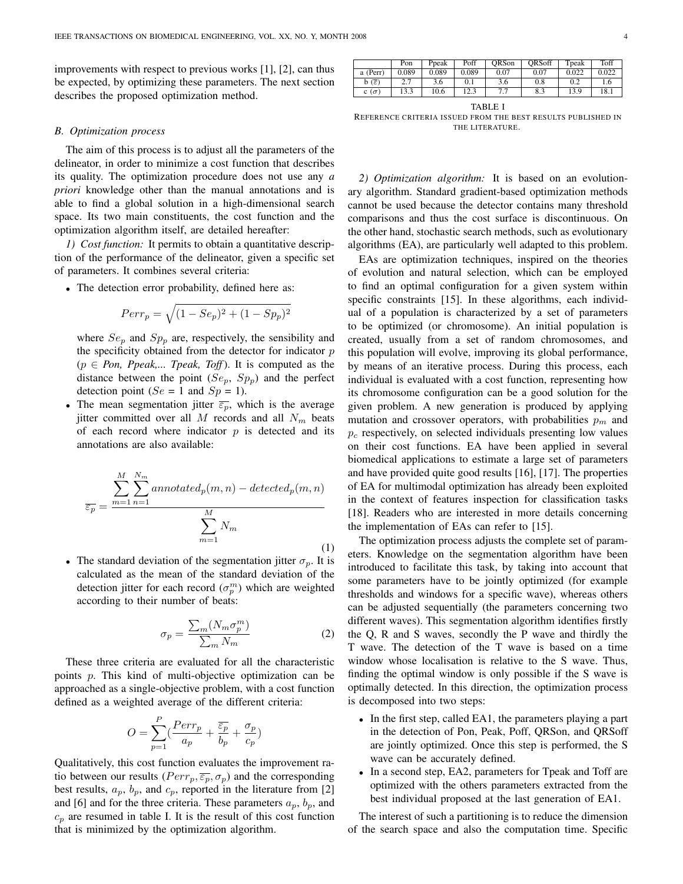improvements with respect to previous works [1], [2], can thus be expected, by optimizing these parameters. The next section describes the proposed optimization method.

### B. Optimization process

The aim of this process is to adjust all the parameters of the delineator, in order to minimize a cost function that describes its quality. The optimization procedure does not use any *a priori* knowledge other than the manual annotations and is able to find a global solution in a high-dimensional search space. Its two main constituents, the cost function and the optimization algorithm itself, are detailed hereafter:

*1) Cost function:* It permits to obtain a quantitative description of the performance of the delineator, given a specific set of parameters. It combines several criteria:

- The detection error probability, defined here as:

$$Perr_p = \sqrt{(1 - Se_p)^2 + (1 - Sp_p)^2}$$

  where $Se_p$ and $Sp_p$ are, respectively, the sensibility and the specificity obtained from the detector for indicator $p$ ($p \in$ *Pon, Ppeak,... Tpeak, Toff*). It is computed as the distance between the point ($Se_p$, $Sp_p$) and the perfect detection point ($Se$ = 1 and $Sp$ = 1).
- The mean segmentation jitter $\overline{\varepsilon_p}$, which is the average jitter committed over all $M$ records and all $N_m$ beats of each record where indicator $p$ is detected and its annotations are also available:

$$\overline{\varepsilon_p} = \frac{\sum_{m=1}^{M} \sum_{n=1}^{N_m} annotated_p(m,n) - detected_p(m,n)}{\sum_{m=1}^{M} N_m} \tag{1}$$

- The standard deviation of the segmentation jitter $\sigma_p$. It is calculated as the mean of the standard deviation of the detection jitter for each record ($\sigma_p^m$) which are weighted according to their number of beats:

$$\sigma_p = \frac{\sum_m (N_m \sigma_p^m)}{\sum_m N_m} \tag{2}$$

These three criteria are evaluated for all the characteristic points $p$. This kind of multi-objective optimization can be approached as a single-objective problem, with a cost function defined as a weighted average of the different criteria:

$$O = \sum_{p=1}^{P} \left(\frac{Perr_p}{a_p} + \frac{\overline{\varepsilon_p}}{b_p} + \frac{\sigma_p}{c_p}\right)$$

Qualitatively, this cost function evaluates the improvement ratio between our results ($Perr_p, \overline{\varepsilon_p}, \sigma_p$) and the corresponding best results, $a_p$, $b_p$, and $c_p$, reported in the literature from [2] and [6] and for the three criteria. These parameters $a_p$, $b_p$, and $c_p$ are resumed in table I. It is the result of this cost function that is minimized by the optimization algorithm.

| | Pon | Ppeak | Poff | QRSon | QRSoff | Tpeak | Toff |
|---|---|---|---|---|---|---|---|
| a (Perr) | 0.089 | 0.089 | 0.089 | 0.07 | 0.07 | 0.022 | 0.022 |
| b ($\overline{\varepsilon}$) | 2.7 | 3.6 | 0.1 | 3.6 | 0.8 | 0.2 | 1.6 |
| c ($\sigma$) | 13.3 | 10.6 | 12.3 | 7.7 | 8.3 | 13.9 | 18.1 |

TABLE I
REFERENCE CRITERIA ISSUED FROM THE BEST RESULTS PUBLISHED IN THE LITERATURE.

*2) Optimization algorithm:* It is based on an evolutionary algorithm. Standard gradient-based optimization methods cannot be used because the detector contains many threshold comparisons and thus the cost surface is discontinuous. On the other hand, stochastic search methods, such as evolutionary algorithms (EA), are particularly well adapted to this problem.

EAs are optimization techniques, inspired on the theories of evolution and natural selection, which can be employed to find an optimal configuration for a given system within specific constraints [15]. In these algorithms, each individual of a population is characterized by a set of parameters to be optimized (or chromosome). An initial population is created, usually from a set of random chromosomes, and this population will evolve, improving its global performance, by means of an iterative process. During this process, each individual is evaluated with a cost function, representing how its chromosome configuration can be a good solution for the given problem. A new generation is produced by applying mutation and crossover operators, with probabilities $p_m$ and $p_c$ respectively, on selected individuals presenting low values on their cost functions. EA have been applied in several biomedical applications to estimate a large set of parameters and have provided quite good results [16], [17]. The properties of EA for multimodal optimization has already been exploited in the context of features inspection for classification tasks [18]. Readers who are interested in more details concerning the implementation of EAs can refer to [15].

The optimization process adjusts the complete set of parameters. Knowledge on the segmentation algorithm have been introduced to facilitate this task, by taking into account that some parameters have to be jointly optimized (for example thresholds and windows for a specific wave), whereas others can be adjusted sequentially (the parameters concerning two different waves). This segmentation algorithm identifies firstly the Q, R and S waves, secondly the P wave and thirdly the T wave. The detection of the T wave is based on a time window whose localisation is relative to the S wave. Thus, finding the optimal window is only possible if the S wave is optimally detected. In this direction, the optimization process is decomposed into two steps:

- In the first step, called EA1, the parameters playing a part in the detection of Pon, Peak, Poff, QRSon, and QRSoff are jointly optimized. Once this step is performed, the S wave can be accurately defined.
- In a second step, EA2, parameters for Tpeak and Toff are optimized with the others parameters extracted from the best individual proposed at the last generation of EA1.

The interest of such a partitioning is to reduce the dimension of the search space and also the computation time. Specific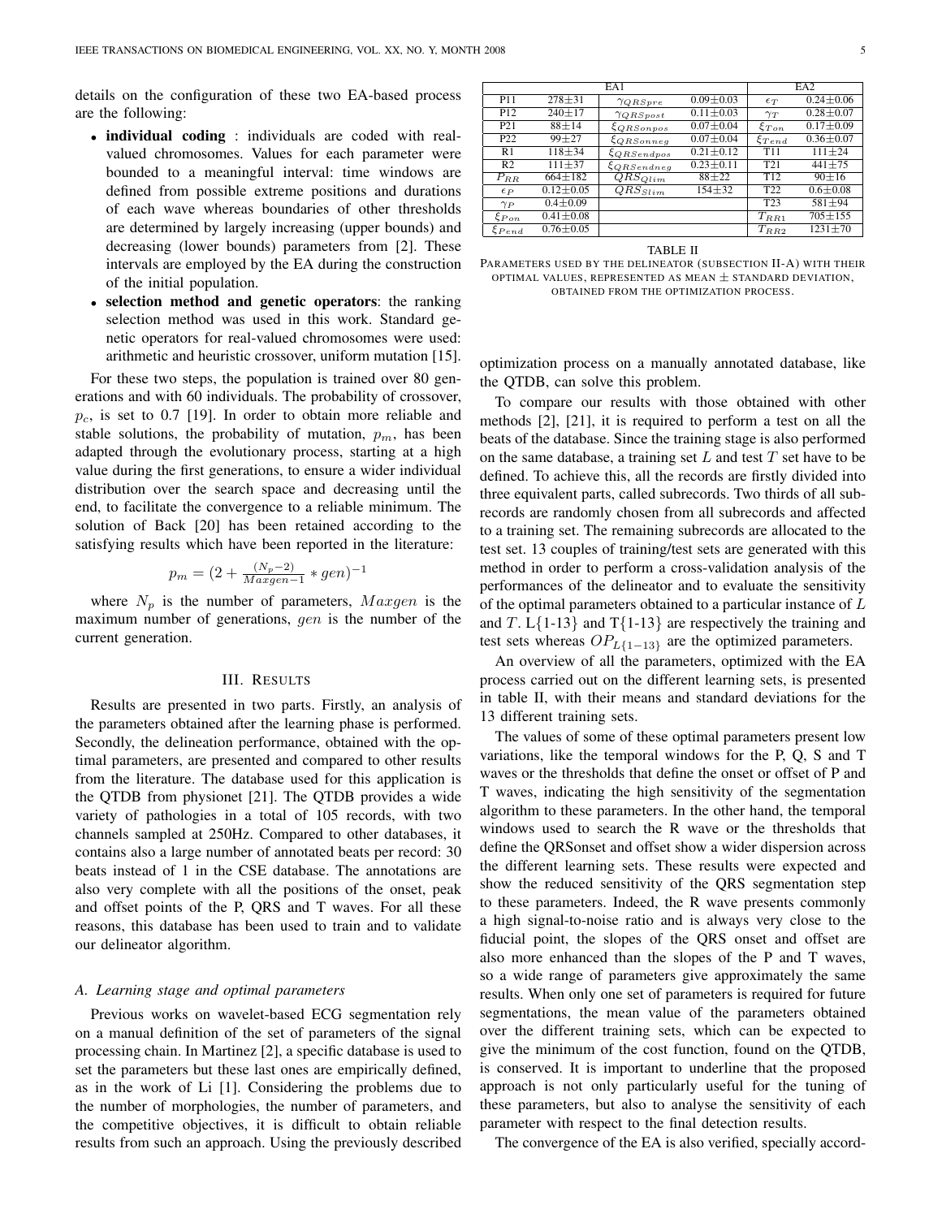details on the configuration of these two EA-based process are the following:

- **individual coding** : individuals are coded with real-valued chromosomes. Values for each parameter were bounded to a meaningful interval: time windows are defined from possible extreme positions and durations of each wave whereas boundaries of other thresholds are determined by largely increasing (upper bounds) and decreasing (lower bounds) parameters from [2]. These intervals are employed by the EA during the construction of the initial population.
- **selection method and genetic operators**: the ranking selection method was used in this work. Standard genetic operators for real-valued chromosomes were used: arithmetic and heuristic crossover, uniform mutation [15].

For these two steps, the population is trained over 80 generations and with 60 individuals. The probability of crossover, $p_c$, is set to 0.7 [19]. In order to obtain more reliable and stable solutions, the probability of mutation, $p_m$, has been adapted through the evolutionary process, starting at a high value during the first generations, to ensure a wider individual distribution over the search space and decreasing until the end, to facilitate the convergence to a reliable minimum. The solution of Back [20] has been retained according to the satisfying results which have been reported in the literature:

$$p_m = (2 + \frac{(N_p - 2)}{Maxgen - 1} * gen)^{-1}$$

where $N_p$ is the number of parameters, $Maxgen$ is the maximum number of generations, $gen$ is the number of the current generation.

## III. Results

Results are presented in two parts. Firstly, an analysis of the parameters obtained after the learning phase is performed. Secondly, the delineation performance, obtained with the optimal parameters, are presented and compared to other results from the literature. The database used for this application is the QTDB from physionet [21]. The QTDB provides a wide variety of pathologies in a total of 105 records, with two channels sampled at 250Hz. Compared to other databases, it contains also a large number of annotated beats per record: 30 beats instead of 1 in the CSE database. The annotations are also very complete with all the positions of the onset, peak and offset points of the P, QRS and T waves. For all these reasons, this database has been used to train and to validate our delineator algorithm.

### A. Learning stage and optimal parameters

Previous works on wavelet-based ECG segmentation rely on a manual definition of the set of parameters of the signal processing chain. In Martinez [2], a specific database is used to set the parameters but these last ones are empirically defined, as in the work of Li [1]. Considering the problems due to the number of morphologies, the number of parameters, and the competitive objectives, it is difficult to obtain reliable results from such an approach. Using the previously described optimization process on a manually annotated database, like the QTDB, can solve this problem.

| EA1 | | | | EA2 | |
|---|---|---|---|---|---|
| P11 | 278±31 | $\gamma_{QRSpre}$ | 0.09±0.03 | $\epsilon_T$ | 0.24±0.06 |
| P12 | 240±17 | $\gamma_{QRSpost}$ | 0.11±0.03 | $\gamma_T$ | 0.28±0.07 |
| P21 | 88±14 | $\xi_{QRSonpos}$ | 0.07±0.04 | $\xi_{Ton}$ | 0.17±0.09 |
| P22 | 99±27 | $\xi_{QRSonneg}$ | 0.07±0.04 | $\xi_{Tend}$ | 0.36±0.07 |
| R1 | 118±34 | $\xi_{QRSendpos}$ | 0.21±0.12 | T11 | 111±24 |
| R2 | 111±37 | $\xi_{QRSendneg}$ | 0.23±0.11 | T21 | 441±75 |
| $P_{RR}$ | 664±182 | $QRS_{Qlim}$ | 88±22 | T12 | 90±16 |
| $\epsilon_P$ | 0.12±0.05 | $QRS_{Slim}$ | 154±32 | T22 | 0.6±0.08 |
| $\gamma_P$ | 0.4±0.09 | | | T23 | 581±94 |
| $\xi_{Pon}$ | 0.41±0.08 | | | $T_{RR1}$ | 705±155 |
| $\xi_{Pend}$ | 0.76±0.05 | | | $T_{RR2}$ | 1231±70 |

TABLE II
Parameters used by the delineator (subsection II-A) with their optimal values, represented as mean ± standard deviation, obtained from the optimization process.

To compare our results with those obtained with other methods [2], [21], it is required to perform a test on all the beats of the database. Since the training stage is also performed on the same database, a training set $L$ and test $T$ set have to be defined. To achieve this, all the records are firstly divided into three equivalent parts, called subrecords. Two thirds of all subrecords are randomly chosen from all subrecords and affected to a training set. The remaining subrecords are allocated to the test set. 13 couples of training/test sets are generated with this method in order to perform a cross-validation analysis of the performances of the delineator and to evaluate the sensitivity of the optimal parameters obtained to a particular instance of $L$ and $T$. L{1-13} and T{1-13} are respectively the training and test sets whereas $OP_{L\{1-13\}}$ are the optimized parameters.

An overview of all the parameters, optimized with the EA process carried out on the different learning sets, is presented in table II, with their means and standard deviations for the 13 different training sets.

The values of some of these optimal parameters present low variations, like the temporal windows for the P, Q, S and T waves or the thresholds that define the onset or offset of P and T waves, indicating the high sensitivity of the segmentation algorithm to these parameters. In the other hand, the temporal windows used to search the R wave or the thresholds that define the QRSonset and offset show a wider dispersion across the different learning sets. These results were expected and show the reduced sensitivity of the QRS segmentation step to these parameters. Indeed, the R wave presents commonly a high signal-to-noise ratio and is always very close to the fiducial point, the slopes of the QRS onset and offset are also more enhanced than the slopes of the P and T waves, so a wide range of parameters give approximately the same results. When only one set of parameters is required for future segmentations, the mean value of the parameters obtained over the different training sets, which can be expected to give the minimum of the cost function, found on the QTDB, is conserved. It is important to underline that the proposed approach is not only particularly useful for the tuning of these parameters, but also to analyse the sensitivity of each parameter with respect to the final detection results.

The convergence of the EA is also verified, specially accord-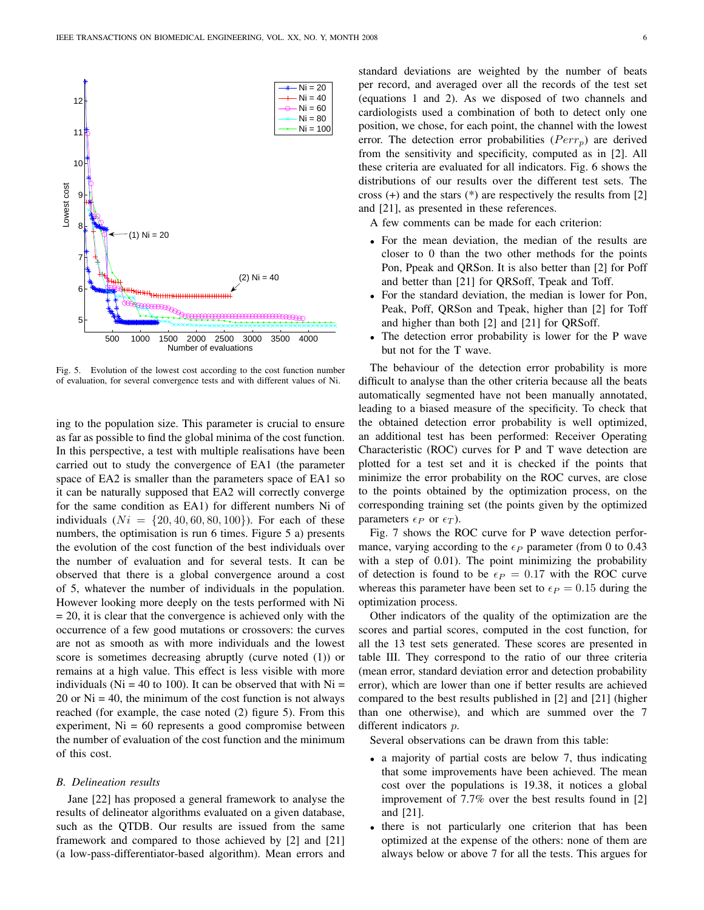Fig. 5. Evolution of the lowest cost according to the cost function number of evaluation, for several convergence tests and with different values of Ni.

ing to the population size. This parameter is crucial to ensure as far as possible to find the global minima of the cost function. In this perspective, a test with multiple realisations have been carried out to study the convergence of EA1 (the parameter space of EA2 is smaller than the parameters space of EA1 so it can be naturally supposed that EA2 will correctly converge for the same condition as EA1) for different numbers Ni of individuals ($Ni = \{20, 40, 60, 80, 100\}$). For each of these numbers, the optimisation is run 6 times. Figure 5 a) presents the evolution of the cost function of the best individuals over the number of evaluation and for several tests. It can be observed that there is a global convergence around a cost of 5, whatever the number of individuals in the population. However looking more deeply on the tests performed with Ni = 20, it is clear that the convergence is achieved only with the occurrence of a few good mutations or crossovers: the curves are not as smooth as with more individuals and the lowest score is sometimes decreasing abruptly (curve noted (1)) or remains at a high value. This effect is less visible with more individuals (Ni = 40 to 100). It can be observed that with Ni = 20 or Ni = 40, the minimum of the cost function is not always reached (for example, the case noted (2) figure 5). From this experiment, Ni = 60 represents a good compromise between the number of evaluation of the cost function and the minimum of this cost.

### B. Delineation results

Jane [22] has proposed a general framework to analyse the results of delineator algorithms evaluated on a given database, such as the QTDB. Our results are issued from the same framework and compared to those achieved by [2] and [21] (a low-pass-differentiator-based algorithm). Mean errors and standard deviations are weighted by the number of beats per record, and averaged over all the records of the test set (equations 1 and 2). As we disposed of two channels and cardiologists used a combination of both to detect only one position, we chose, for each point, the channel with the lowest error. The detection error probabilities ($Perr_p$) are derived from the sensitivity and specificity, computed as in [2]. All these criteria are evaluated for all indicators. Fig. 6 shows the distributions of our results over the different test sets. The cross (+) and the stars (*) are respectively the results from [2] and [21], as presented in these references.

A few comments can be made for each criterion:

- For the mean deviation, the median of the results are closer to 0 than the two other methods for the points Pon, Ppeak and QRSon. It is also better than [2] for Poff and better than [21] for QRSoff, Tpeak and Toff.
- For the standard deviation, the median is lower for Pon, Peak, Poff, QRSon and Tpeak, higher than [2] for Toff and higher than both [2] and [21] for QRSoff.
- The detection error probability is lower for the P wave but not for the T wave.

The behaviour of the detection error probability is more difficult to analyse than the other criteria because all the beats automatically segmented have not been manually annotated, leading to a biased measure of the specificity. To check that the obtained detection error probability is well optimized, an additional test has been performed: Receiver Operating Characteristic (ROC) curves for P and T wave detection are plotted for a test set and it is checked if the points that minimize the error probability on the ROC curves, are close to the points obtained by the optimization process, on the corresponding training set (the points given by the optimized parameters $\epsilon_P$ or $\epsilon_T$).

Fig. 7 shows the ROC curve for P wave detection performance, varying according to the $\epsilon_P$ parameter (from 0 to 0.43 with a step of 0.01). The point minimizing the probability of detection is found to be $\epsilon_P = 0.17$ with the ROC curve whereas this parameter have been set to $\epsilon_P = 0.15$ during the optimization process.

Other indicators of the quality of the optimization are the scores and partial scores, computed in the cost function, for all the 13 test sets generated. These scores are presented in table III. They correspond to the ratio of our three criteria (mean error, standard deviation error and detection probability error), which are lower than one if better results are achieved compared to the best results published in [2] and [21] (higher than one otherwise), and which are summed over the 7 different indicators $p$.

Several observations can be drawn from this table:

- a majority of partial costs are below 7, thus indicating that some improvements have been achieved. The mean cost over the populations is 19.38, it notices a global improvement of 7.7% over the best results found in [2] and [21].
- there is not particularly one criterion that has been optimized at the expense of the others: none of them are always below or above 7 for all the tests. This argues for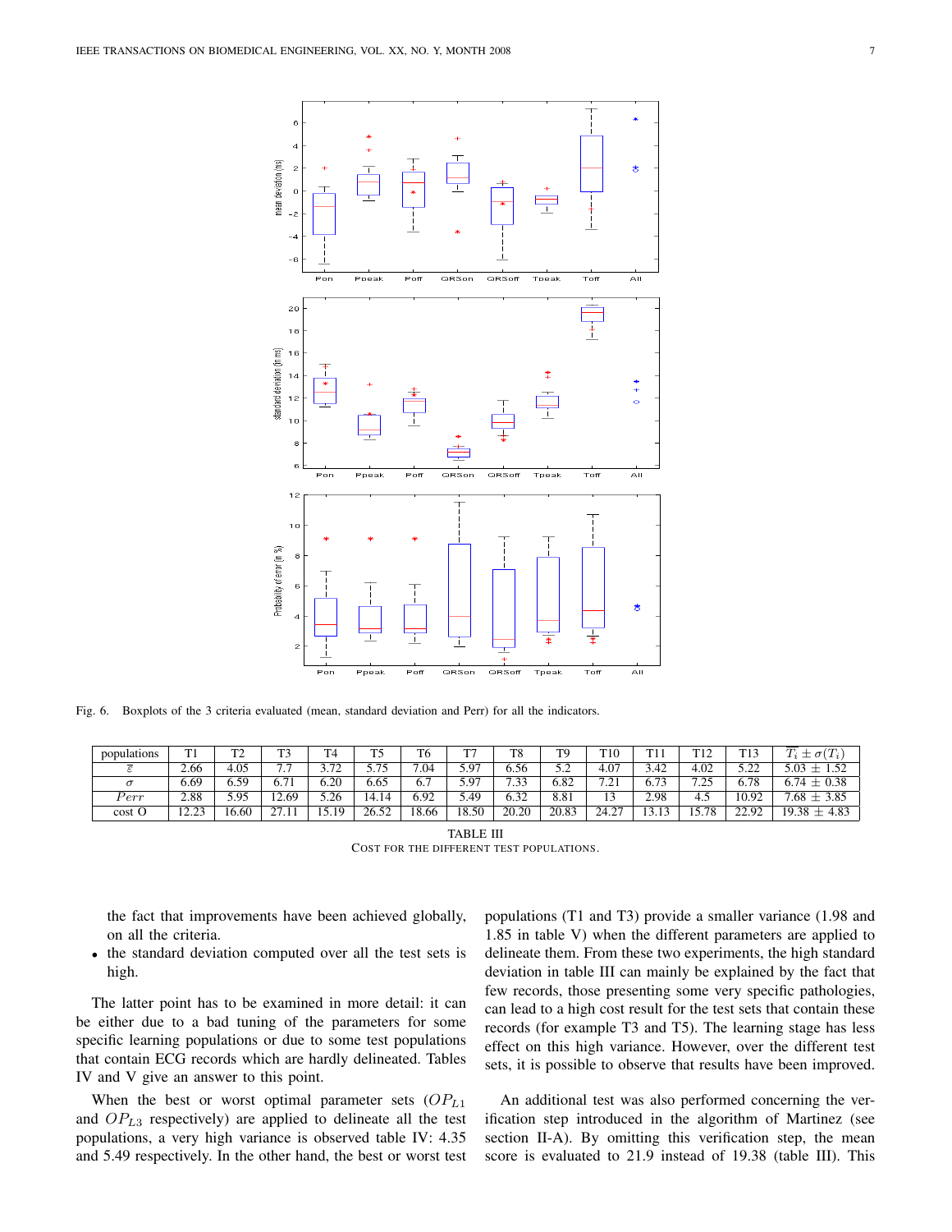Fig. 6. Boxplots of the 3 criteria evaluated (mean, standard deviation and Perr) for all the indicators.

| populations | T1 | T2 | T3 | T4 | T5 | T6 | T7 | T8 | T9 | T10 | T11 | T12 | T13 | $\overline{T_i} \pm \sigma(T_i)$ |
|---|---|---|---|---|---|---|---|---|---|---|---|---|---|---|
| $\overline{\varepsilon}$ | 2.66 | 4.05 | 7.7 | 3.72 | 5.75 | 7.04 | 5.97 | 6.56 | 5.2 | 4.07 | 3.42 | 4.02 | 5.22 | 5.03 $\pm$ 1.52 |
| $\sigma$ | 6.69 | 6.59 | 6.71 | 6.20 | 6.65 | 6.7 | 5.97 | 7.33 | 6.82 | 7.21 | 6.73 | 7.25 | 6.78 | 6.74 $\pm$ 0.38 |
| $Perr$ | 2.88 | 5.95 | 12.69 | 5.26 | 14.14 | 6.92 | 5.49 | 6.32 | 8.81 | 13 | 2.98 | 4.5 | 10.92 | 7.68 $\pm$ 3.85 |
| cost O | 12.23 | 16.60 | 27.11 | 15.19 | 26.52 | 18.66 | 18.50 | 20.20 | 20.83 | 24.27 | 13.13 | 15.78 | 22.92 | 19.38 $\pm$ 4.83 |

TABLE III
COST FOR THE DIFFERENT TEST POPULATIONS.

the fact that improvements have been achieved globally, on all the criteria.

- the standard deviation computed over all the test sets is high.

The latter point has to be examined in more detail: it can be either due to a bad tuning of the parameters for some specific learning populations or due to some test populations that contain ECG records which are hardly delineated. Tables IV and V give an answer to this point.

When the best or worst optimal parameter sets ($OP_{L1}$ and $OP_{L3}$ respectively) are applied to delineate all the test populations, a very high variance is observed table IV: 4.35 and 5.49 respectively. In the other hand, the best or worst test populations (T1 and T3) provide a smaller variance (1.98 and 1.85 in table V) when the different parameters are applied to delineate them. From these two experiments, the high standard deviation in table III can mainly be explained by the fact that few records, those presenting some very specific pathologies, can lead to a high cost result for the test sets that contain these records (for example T3 and T5). The learning stage has less effect on this high variance. However, over the different test sets, it is possible to observe that results have been improved.

An additional test was also performed concerning the verification step introduced in the algorithm of Martinez (see section II-A). By omitting this verification step, the mean score is evaluated to 21.9 instead of 19.38 (table III). This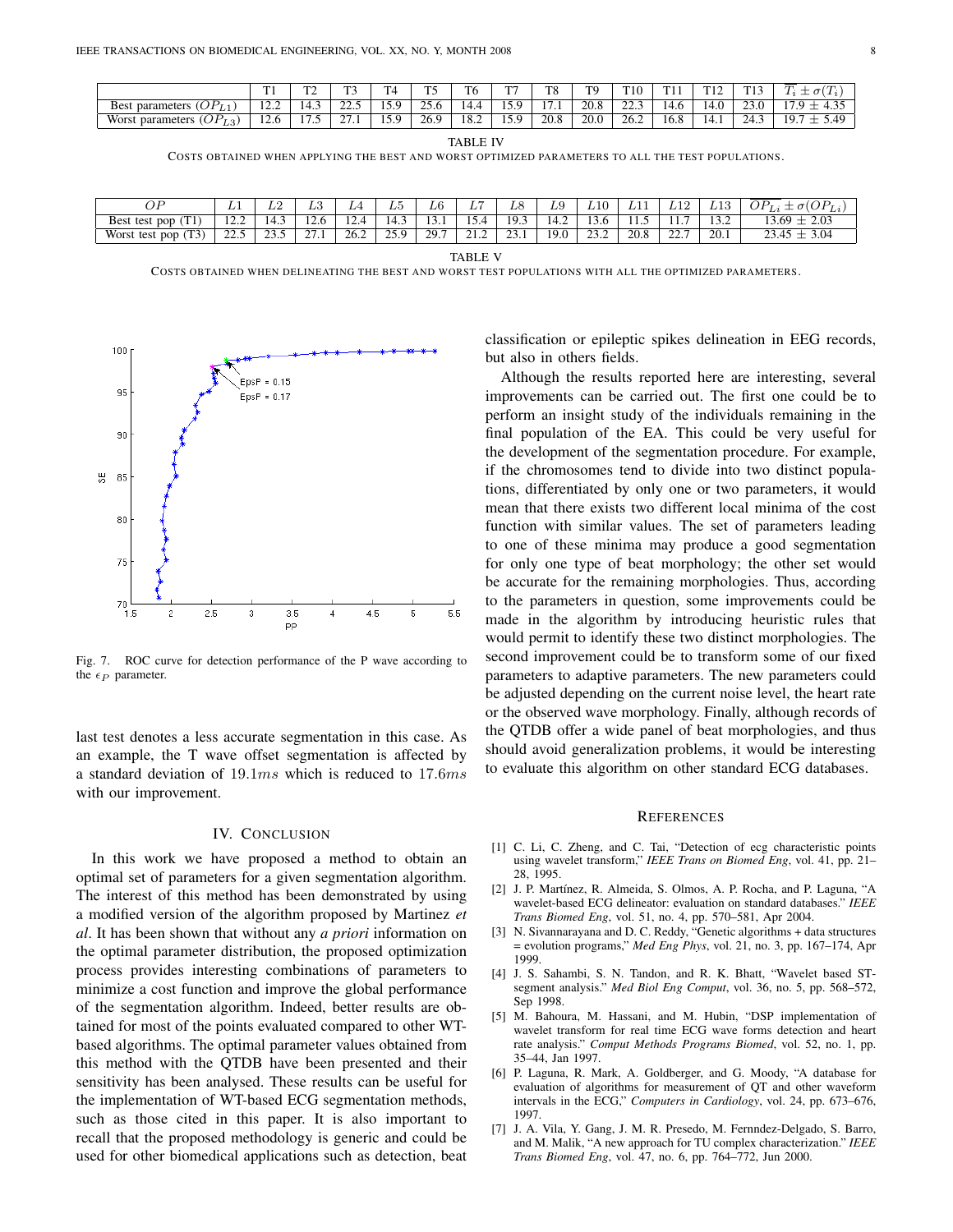|  | T1 | T2 | T3 | T4 | T5 | T6 | T7 | T8 | T9 | T10 | T11 | T12 | T13 | $\overline{T_i} \pm \sigma(T_i)$ |
|---|---|---|---|---|---|---|---|---|---|---|---|---|---|---|
| Best parameters ($OP_{L1}$) | 12.2 | 14.3 | 22.5 | 15.9 | 25.6 | 14.4 | 15.9 | 17.1 | 20.8 | 22.3 | 14.6 | 14.0 | 23.0 | 17.9 ± 4.35 |
| Worst parameters ($OP_{L3}$) | 12.6 | 17.5 | 27.1 | 15.9 | 26.9 | 18.2 | 15.9 | 20.8 | 20.0 | 26.2 | 16.8 | 14.1 | 24.3 | 19.7 ± 5.49 |

TABLE IV

COSTS OBTAINED WHEN APPLYING THE BEST AND WORST OPTIMIZED PARAMETERS TO ALL THE TEST POPULATIONS.

| $OP$ | $L1$ | $L2$ | $L3$ | $L4$ | $L5$ | $L6$ | $L7$ | $L8$ | $L9$ | $L10$ | $L11$ | $L12$ | $L13$ | $\overline{OP_{Li}} \pm \sigma(OP_{Li})$ |
|---|---|---|---|---|---|---|---|---|---|---|---|---|---|---|
| Best test pop (T1) | 12.2 | 14.3 | 12.6 | 12.4 | 14.3 | 13.1 | 15.4 | 19.3 | 14.2 | 13.6 | 11.5 | 11.7 | 13.2 | 13.69 ± 2.03 |
| Worst test pop (T3) | 22.5 | 23.5 | 27.1 | 26.2 | 25.9 | 29.7 | 21.2 | 23.1 | 19.0 | 23.2 | 20.8 | 22.7 | 20.1 | 23.45 ± 3.04 |

TABLE V

COSTS OBTAINED WHEN DELINEATING THE BEST AND WORST TEST POPULATIONS WITH ALL THE OPTIMIZED PARAMETERS.

Fig. 7. ROC curve for detection performance of the P wave according to the $\epsilon_P$ parameter.

last test denotes a less accurate segmentation in this case. As an example, the T wave offset segmentation is affected by a standard deviation of $19.1ms$ which is reduced to $17.6ms$ with our improvement.

## IV. CONCLUSION

In this work we have proposed a method to obtain an optimal set of parameters for a given segmentation algorithm. The interest of this method has been demonstrated by using a modified version of the algorithm proposed by Martinez *et al*. It has been shown that without any *a priori* information on the optimal parameter distribution, the proposed optimization process provides interesting combinations of parameters to minimize a cost function and improve the global performance of the segmentation algorithm. Indeed, better results are obtained for most of the points evaluated compared to other WT-based algorithms. The optimal parameter values obtained from this method with the QTDB have been presented and their sensitivity has been analysed. These results can be useful for the implementation of WT-based ECG segmentation methods, such as those cited in this paper. It is also important to recall that the proposed methodology is generic and could be used for other biomedical applications such as detection, beat classification or epileptic spikes delineation in EEG records, but also in others fields.

Although the results reported here are interesting, several improvements can be carried out. The first one could be to perform an insight study of the individuals remaining in the final population of the EA. This could be very useful for the development of the segmentation procedure. For example, if the chromosomes tend to divide into two distinct populations, differentiated by only one or two parameters, it would mean that there exists two different local minima of the cost function with similar values. The set of parameters leading to one of these minima may produce a good segmentation for only one type of beat morphology; the other set would be accurate for the remaining morphologies. Thus, according to the parameters in question, some improvements could be made in the algorithm by introducing heuristic rules that would permit to identify these two distinct morphologies. The second improvement could be to transform some of our fixed parameters to adaptive parameters. The new parameters could be adjusted depending on the current noise level, the heart rate or the observed wave morphology. Finally, although records of the QTDB offer a wide panel of beat morphologies, and thus should avoid generalization problems, it would be interesting to evaluate this algorithm on other standard ECG databases.

## REFERENCES

[1] C. Li, C. Zheng, and C. Tai, "Detection of ecg characteristic points using wavelet transform," *IEEE Trans on Biomed Eng*, vol. 41, pp. 21–28, 1995.

[2] J. P. Martínez, R. Almeida, S. Olmos, A. P. Rocha, and P. Laguna, "A wavelet-based ECG delineator: evaluation on standard databases." *IEEE Trans Biomed Eng*, vol. 51, no. 4, pp. 570–581, Apr 2004.

[3] N. Sivannarayana and D. C. Reddy, "Genetic algorithms + data structures = evolution programs," *Med Eng Phys*, vol. 21, no. 3, pp. 167–174, Apr 1999.

[4] J. S. Sahambi, S. N. Tandon, and R. K. Bhatt, "Wavelet based ST-segment analysis." *Med Biol Eng Comput*, vol. 36, no. 5, pp. 568–572, Sep 1998.

[5] M. Bahoura, M. Hassani, and M. Hubin, "DSP implementation of wavelet transform for real time ECG wave forms detection and heart rate analysis." *Comput Methods Programs Biomed*, vol. 52, no. 1, pp. 35–44, Jan 1997.

[6] P. Laguna, R. Mark, A. Goldberger, and G. Moody, "A database for evaluation of algorithms for measurement of QT and other waveform intervals in the ECG," *Computers in Cardiology*, vol. 24, pp. 673–676, 1997.

[7] J. A. Vila, Y. Gang, J. M. R. Presedo, M. Fernndez-Delgado, S. Barro, and M. Malik, "A new approach for TU complex characterization." *IEEE Trans Biomed Eng*, vol. 47, no. 6, pp. 764–772, Jun 2000.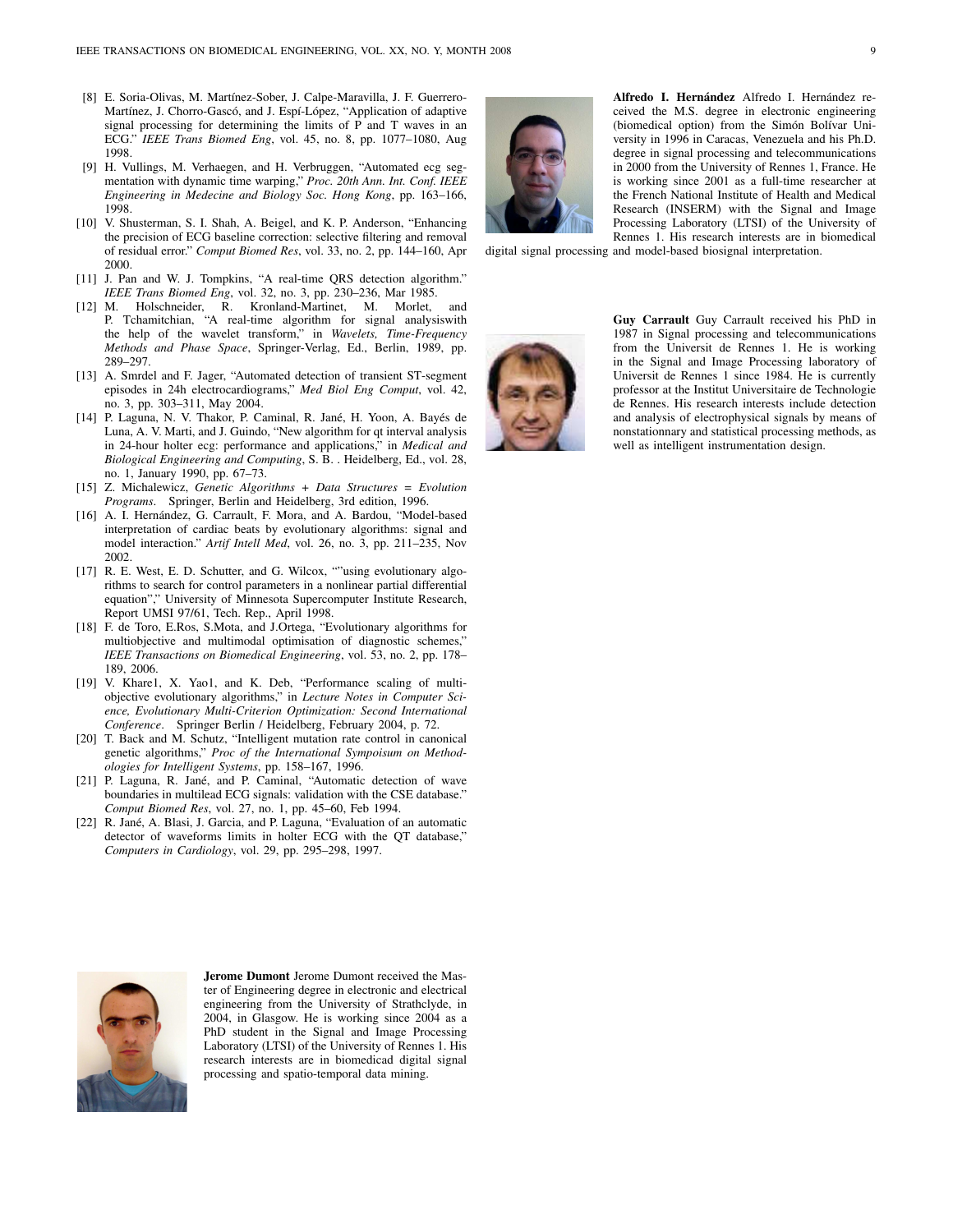[8] E. Soria-Olivas, M. Martínez-Sober, J. Calpe-Maravilla, J. F. Guerrero-Martínez, J. Chorro-Gascó, and J. Espí-López, "Application of adaptive signal processing for determining the limits of P and T waves in an ECG." *IEEE Trans Biomed Eng*, vol. 45, no. 8, pp. 1077–1080, Aug 1998.

[9] H. Vullings, M. Verhaegen, and H. Verbruggen, "Automated ecg segmentation with dynamic time warping," *Proc. 20th Ann. Int. Conf. IEEE Engineering in Medecine and Biology Soc. Hong Kong*, pp. 163–166, 1998.

[10] V. Shusterman, S. I. Shah, A. Beigel, and K. P. Anderson, "Enhancing the precision of ECG baseline correction: selective filtering and removal of residual error." *Comput Biomed Res*, vol. 33, no. 2, pp. 144–160, Apr 2000.

[11] J. Pan and W. J. Tompkins, "A real-time QRS detection algorithm." *IEEE Trans Biomed Eng*, vol. 32, no. 3, pp. 230–236, Mar 1985.

[12] M. Holschneider, R. Kronland-Martinet, M. Morlet, and P. Tchamitchian, "A real-time algorithm for signal analysiswith the help of the wavelet transform," in *Wavelets, Time-Frequency Methods and Phase Space*, Springer-Verlag, Ed., Berlin, 1989, pp. 289–297.

[13] A. Smrdel and F. Jager, "Automated detection of transient ST-segment episodes in 24h electrocardiograms," *Med Biol Eng Comput*, vol. 42, no. 3, pp. 303–311, May 2004.

[14] P. Laguna, N. V. Thakor, P. Caminal, R. Jané, H. Yoon, A. Bayés de Luna, A. V. Marti, and J. Guindo, "New algorithm for qt interval analysis in 24-hour holter ecg: performance and applications," in *Medical and Biological Engineering and Computing*, S. B. . Heidelberg, Ed., vol. 28, no. 1, January 1990, pp. 67–73.

[15] Z. Michalewicz, *Genetic Algorithms + Data Structures = Evolution Programs*. Springer, Berlin and Heidelberg, 3rd edition, 1996.

[16] A. I. Hernández, G. Carrault, F. Mora, and A. Bardou, "Model-based interpretation of cardiac beats by evolutionary algorithms: signal and model interaction." *Artif Intell Med*, vol. 26, no. 3, pp. 211–235, Nov 2002.

[17] R. E. West, E. D. Schutter, and G. Wilcox, ""using evolutionary algorithms to search for control parameters in a nonlinear partial differential equation"," University of Minnesota Supercomputer Institute Research, Report UMSI 97/61, Tech. Rep., April 1998.

[18] F. de Toro, E.Ros, S.Mota, and J.Ortega, "Evolutionary algorithms for multiobjective and multimodal optimisation of diagnostic schemes," *IEEE Transactions on Biomedical Engineering*, vol. 53, no. 2, pp. 178–189, 2006.

[19] V. Khare1, X. Yao1, and K. Deb, "Performance scaling of multi-objective evolutionary algorithms," in *Lecture Notes in Computer Science, Evolutionary Multi-Criterion Optimization: Second International Conference*. Springer Berlin / Heidelberg, February 2004, p. 72.

[20] T. Back and M. Schutz, "Intelligent mutation rate control in canonical genetic algorithms," *Proc of the International Sympoisum on Methodologies for Intelligent Systems*, pp. 158–167, 1996.

[21] P. Laguna, R. Jané, and P. Caminal, "Automatic detection of wave boundaries in multilead ECG signals: validation with the CSE database." *Comput Biomed Res*, vol. 27, no. 1, pp. 45–60, Feb 1994.

[22] R. Jané, A. Blasi, J. Garcia, and P. Laguna, "Evaluation of an automatic detector of waveforms limits in holter ECG with the QT database," *Computers in Cardiology*, vol. 29, pp. 295–298, 1997.

**Jerome Dumont** Jerome Dumont received the Master of Engineering degree in electronic and electrical engineering from the University of Strathclyde, in 2004, in Glasgow. He is working since 2004 as a PhD student in the Signal and Image Processing Laboratory (LTSI) of the University of Rennes 1. His research interests are in biomedicad digital signal processing and spatio-temporal data mining.

**Alfredo I. Hernández** Alfredo I. Hernández received the M.S. degree in electronic engineering (biomedical option) from the Simón Bolívar University in 1996 in Caracas, Venezuela and his Ph.D. degree in signal processing and telecommunications in 2000 from the University of Rennes 1, France. He is working since 2001 as a full-time researcher at the French National Institute of Health and Medical Research (INSERM) with the Signal and Image Processing Laboratory (LTSI) of the University of Rennes 1. His research interests are in biomedical digital signal processing and model-based biosignal interpretation.

**Guy Carrault** Guy Carrault received his PhD in 1987 in Signal processing and telecommunications from the Universit de Rennes 1. He is working in the Signal and Image Processing laboratory of Universit de Rennes 1 since 1984. He is currently professor at the Institut Universitaire de Technologie de Rennes. His research interests include detection and analysis of electrophysical signals by means of nonstationnary and statistical processing methods, as well as intelligent instrumentation design.